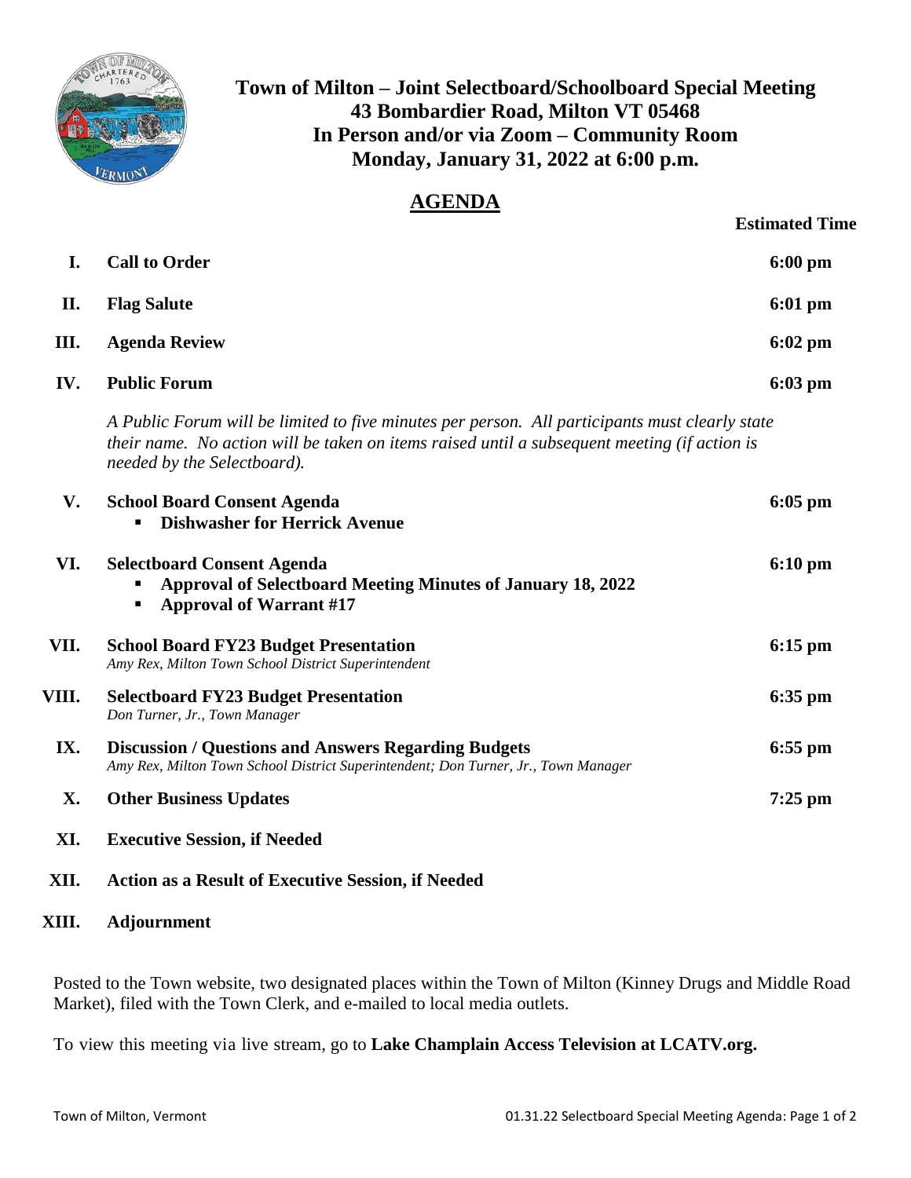# Town of Milton – Joint Selectboard/Schoolboard Special Meeting
## 43 Bombardier Road, Milton VT 05468
## In Person and/or via Zoom – Community Room
## Monday, January 31, 2022 at 6:00 p.m.

## AGENDA

| | | Estimated Time |
|---|---|---|
| **I.** | **Call to Order** | **6:00 pm** |
| **II.** | **Flag Salute** | **6:01 pm** |
| **III.** | **Agenda Review** | **6:02 pm** |
| **IV.** | **Public Forum** | **6:03 pm** |

*A Public Forum will be limited to five minutes per person. All participants must clearly state their name. No action will be taken on items raised until a subsequent meeting (if action is needed by the Selectboard).*

| | | |
|---|---|---|
| **V.** | **School Board Consent Agenda**<br>▪ **Dishwasher for Herrick Avenue** | **6:05 pm** |
| **VI.** | **Selectboard Consent Agenda**<br>▪ **Approval of Selectboard Meeting Minutes of January 18, 2022**<br>▪ **Approval of Warrant #17** | **6:10 pm** |
| **VII.** | **School Board FY23 Budget Presentation**<br>*Amy Rex, Milton Town School District Superintendent* | **6:15 pm** |
| **VIII.** | **Selectboard FY23 Budget Presentation**<br>*Don Turner, Jr., Town Manager* | **6:35 pm** |
| **IX.** | **Discussion / Questions and Answers Regarding Budgets**<br>*Amy Rex, Milton Town School District Superintendent; Don Turner, Jr., Town Manager* | **6:55 pm** |
| **X.** | **Other Business Updates** | **7:25 pm** |
| **XI.** | **Executive Session, if Needed** | |
| **XII.** | **Action as a Result of Executive Session, if Needed** | |
| **XIII.** | **Adjournment** | |

Posted to the Town website, two designated places within the Town of Milton (Kinney Drugs and Middle Road Market), filed with the Town Clerk, and e-mailed to local media outlets.

To view this meeting via live stream, go to **Lake Champlain Access Television at LCATV.org.**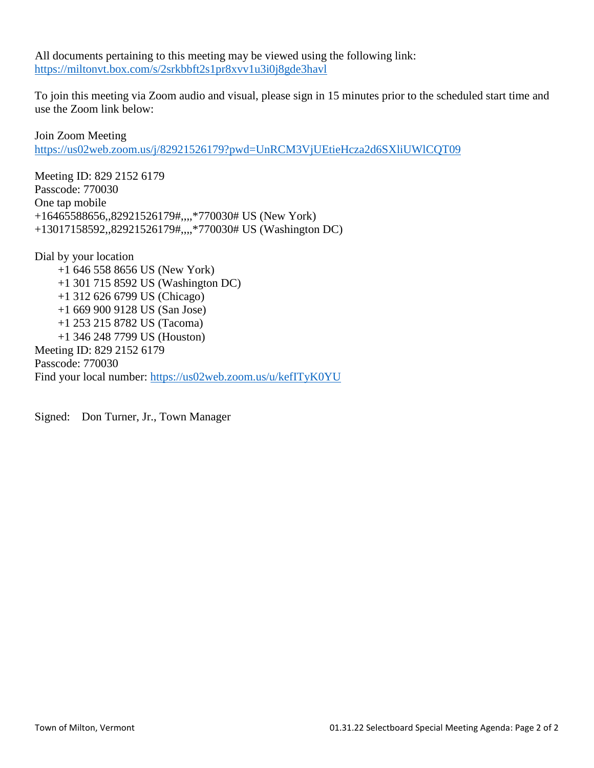All documents pertaining to this meeting may be viewed using the following link:
https://miltonvt.box.com/s/2srkbbft2s1pr8xvv1u3i0j8gde3havl

To join this meeting via Zoom audio and visual, please sign in 15 minutes prior to the scheduled start time and use the Zoom link below:

Join Zoom Meeting
https://us02web.zoom.us/j/82921526179?pwd=UnRCM3VjUEtieHcza2d6SXliUWlCQT09

Meeting ID: 829 2152 6179
Passcode: 770030
One tap mobile
+16465588656,,82921526179#,,,,*770030# US (New York)
+13017158592,,82921526179#,,,,*770030# US (Washington DC)

Dial by your location
+1 646 558 8656 US (New York)
+1 301 715 8592 US (Washington DC)
+1 312 626 6799 US (Chicago)
+1 669 900 9128 US (San Jose)
+1 253 215 8782 US (Tacoma)
+1 346 248 7799 US (Houston)
Meeting ID: 829 2152 6179
Passcode: 770030
Find your local number: https://us02web.zoom.us/u/kefITyK0YU

Signed: Don Turner, Jr., Town Manager